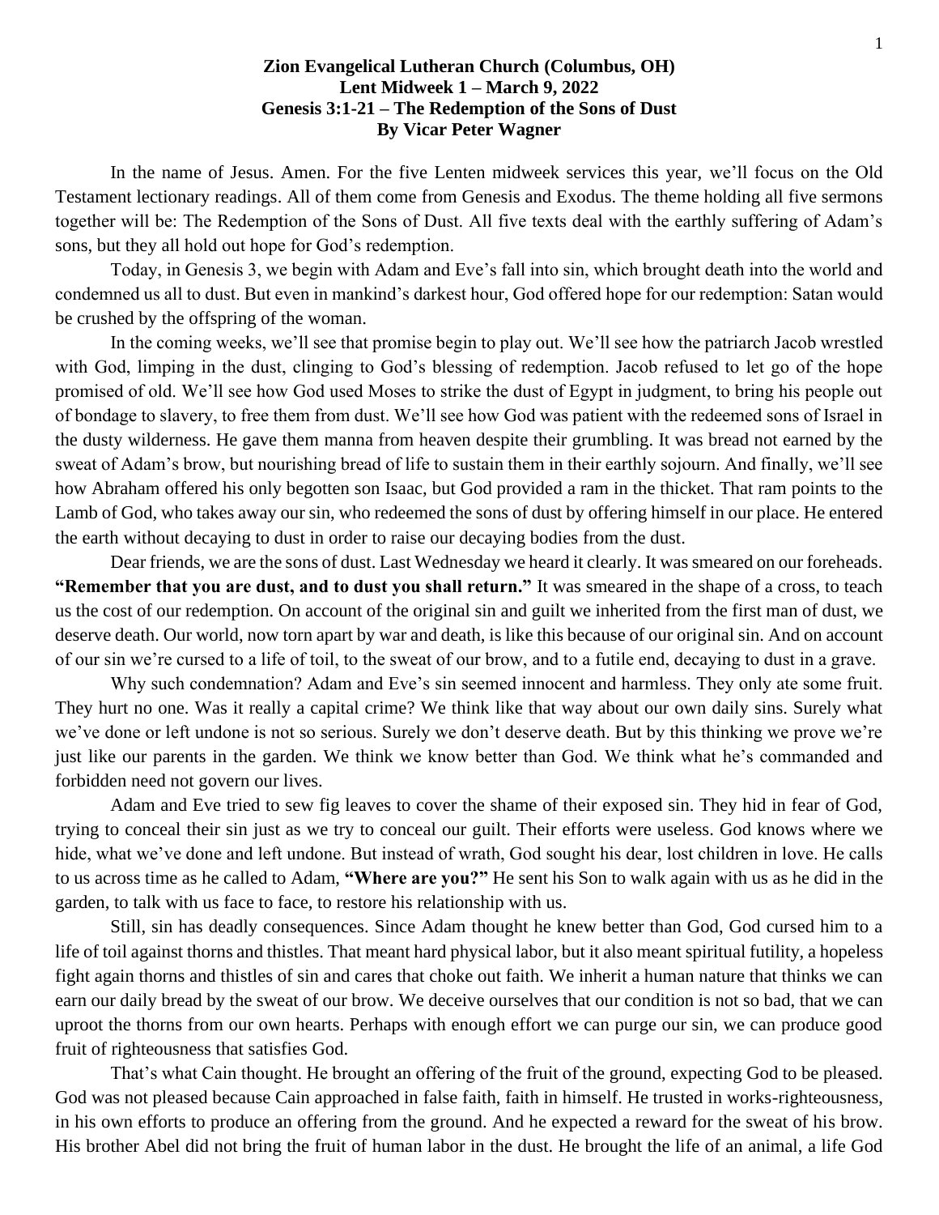**Zion Evangelical Lutheran Church (Columbus, OH)**
**Lent Midweek 1 – March 9, 2022**
**Genesis 3:1-21 – The Redemption of the Sons of Dust**
**By Vicar Peter Wagner**

In the name of Jesus. Amen. For the five Lenten midweek services this year, we'll focus on the Old Testament lectionary readings. All of them come from Genesis and Exodus. The theme holding all five sermons together will be: The Redemption of the Sons of Dust. All five texts deal with the earthly suffering of Adam's sons, but they all hold out hope for God's redemption.

Today, in Genesis 3, we begin with Adam and Eve's fall into sin, which brought death into the world and condemned us all to dust. But even in mankind's darkest hour, God offered hope for our redemption: Satan would be crushed by the offspring of the woman.

In the coming weeks, we'll see that promise begin to play out. We'll see how the patriarch Jacob wrestled with God, limping in the dust, clinging to God's blessing of redemption. Jacob refused to let go of the hope promised of old. We'll see how God used Moses to strike the dust of Egypt in judgment, to bring his people out of bondage to slavery, to free them from dust. We'll see how God was patient with the redeemed sons of Israel in the dusty wilderness. He gave them manna from heaven despite their grumbling. It was bread not earned by the sweat of Adam's brow, but nourishing bread of life to sustain them in their earthly sojourn. And finally, we'll see how Abraham offered his only begotten son Isaac, but God provided a ram in the thicket. That ram points to the Lamb of God, who takes away our sin, who redeemed the sons of dust by offering himself in our place. He entered the earth without decaying to dust in order to raise our decaying bodies from the dust.

Dear friends, we are the sons of dust. Last Wednesday we heard it clearly. It was smeared on our foreheads. **"Remember that you are dust, and to dust you shall return."** It was smeared in the shape of a cross, to teach us the cost of our redemption. On account of the original sin and guilt we inherited from the first man of dust, we deserve death. Our world, now torn apart by war and death, is like this because of our original sin. And on account of our sin we're cursed to a life of toil, to the sweat of our brow, and to a futile end, decaying to dust in a grave.

Why such condemnation? Adam and Eve's sin seemed innocent and harmless. They only ate some fruit. They hurt no one. Was it really a capital crime? We think like that way about our own daily sins. Surely what we've done or left undone is not so serious. Surely we don't deserve death. But by this thinking we prove we're just like our parents in the garden. We think we know better than God. We think what he's commanded and forbidden need not govern our lives.

Adam and Eve tried to sew fig leaves to cover the shame of their exposed sin. They hid in fear of God, trying to conceal their sin just as we try to conceal our guilt. Their efforts were useless. God knows where we hide, what we've done and left undone. But instead of wrath, God sought his dear, lost children in love. He calls to us across time as he called to Adam, **"Where are you?"** He sent his Son to walk again with us as he did in the garden, to talk with us face to face, to restore his relationship with us.

Still, sin has deadly consequences. Since Adam thought he knew better than God, God cursed him to a life of toil against thorns and thistles. That meant hard physical labor, but it also meant spiritual futility, a hopeless fight again thorns and thistles of sin and cares that choke out faith. We inherit a human nature that thinks we can earn our daily bread by the sweat of our brow. We deceive ourselves that our condition is not so bad, that we can uproot the thorns from our own hearts. Perhaps with enough effort we can purge our sin, we can produce good fruit of righteousness that satisfies God.

That's what Cain thought. He brought an offering of the fruit of the ground, expecting God to be pleased. God was not pleased because Cain approached in false faith, faith in himself. He trusted in works-righteousness, in his own efforts to produce an offering from the ground. And he expected a reward for the sweat of his brow. His brother Abel did not bring the fruit of human labor in the dust. He brought the life of an animal, a life God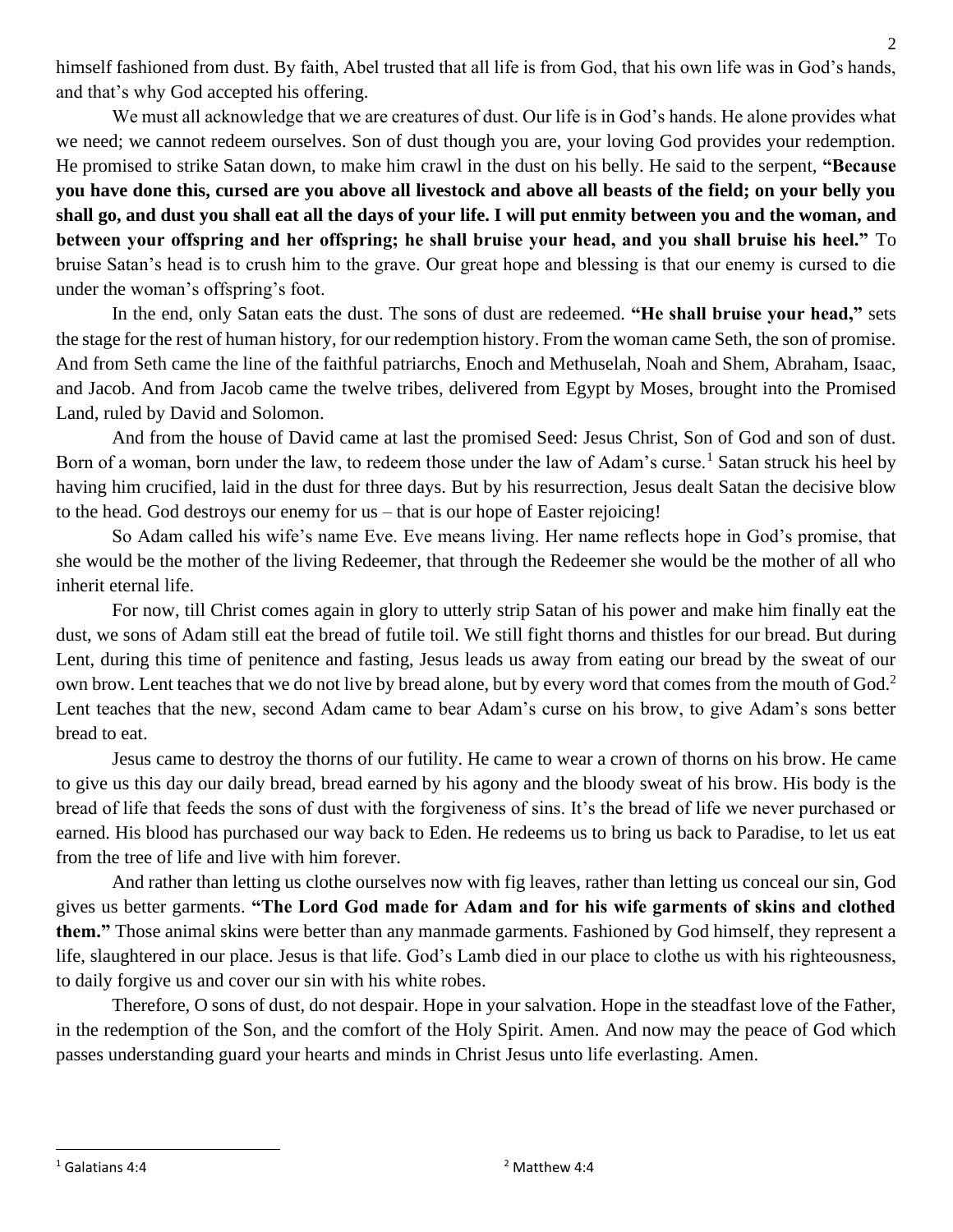himself fashioned from dust. By faith, Abel trusted that all life is from God, that his own life was in God's hands, and that's why God accepted his offering.

We must all acknowledge that we are creatures of dust. Our life is in God's hands. He alone provides what we need; we cannot redeem ourselves. Son of dust though you are, your loving God provides your redemption. He promised to strike Satan down, to make him crawl in the dust on his belly. He said to the serpent, **"Because you have done this, cursed are you above all livestock and above all beasts of the field; on your belly you shall go, and dust you shall eat all the days of your life. I will put enmity between you and the woman, and between your offspring and her offspring; he shall bruise your head, and you shall bruise his heel."** To bruise Satan's head is to crush him to the grave. Our great hope and blessing is that our enemy is cursed to die under the woman's offspring's foot.

In the end, only Satan eats the dust. The sons of dust are redeemed. **"He shall bruise your head,"** sets the stage for the rest of human history, for our redemption history. From the woman came Seth, the son of promise. And from Seth came the line of the faithful patriarchs, Enoch and Methuselah, Noah and Shem, Abraham, Isaac, and Jacob. And from Jacob came the twelve tribes, delivered from Egypt by Moses, brought into the Promised Land, ruled by David and Solomon.

And from the house of David came at last the promised Seed: Jesus Christ, Son of God and son of dust. Born of a woman, born under the law, to redeem those under the law of Adam's curse.[1] Satan struck his heel by having him crucified, laid in the dust for three days. But by his resurrection, Jesus dealt Satan the decisive blow to the head. God destroys our enemy for us – that is our hope of Easter rejoicing!

So Adam called his wife's name Eve. Eve means living. Her name reflects hope in God's promise, that she would be the mother of the living Redeemer, that through the Redeemer she would be the mother of all who inherit eternal life.

For now, till Christ comes again in glory to utterly strip Satan of his power and make him finally eat the dust, we sons of Adam still eat the bread of futile toil. We still fight thorns and thistles for our bread. But during Lent, during this time of penitence and fasting, Jesus leads us away from eating our bread by the sweat of our own brow. Lent teaches that we do not live by bread alone, but by every word that comes from the mouth of God.[2] Lent teaches that the new, second Adam came to bear Adam's curse on his brow, to give Adam's sons better bread to eat.

Jesus came to destroy the thorns of our futility. He came to wear a crown of thorns on his brow. He came to give us this day our daily bread, bread earned by his agony and the bloody sweat of his brow. His body is the bread of life that feeds the sons of dust with the forgiveness of sins. It's the bread of life we never purchased or earned. His blood has purchased our way back to Eden. He redeems us to bring us back to Paradise, to let us eat from the tree of life and live with him forever.

And rather than letting us clothe ourselves now with fig leaves, rather than letting us conceal our sin, God gives us better garments. **"The Lord God made for Adam and for his wife garments of skins and clothed them."** Those animal skins were better than any manmade garments. Fashioned by God himself, they represent a life, slaughtered in our place. Jesus is that life. God's Lamb died in our place to clothe us with his righteousness, to daily forgive us and cover our sin with his white robes.

Therefore, O sons of dust, do not despair. Hope in your salvation. Hope in the steadfast love of the Father, in the redemption of the Son, and the comfort of the Holy Spirit. Amen. And now may the peace of God which passes understanding guard your hearts and minds in Christ Jesus unto life everlasting. Amen.

---

[1] Galatians 4:4

[2] Matthew 4:4